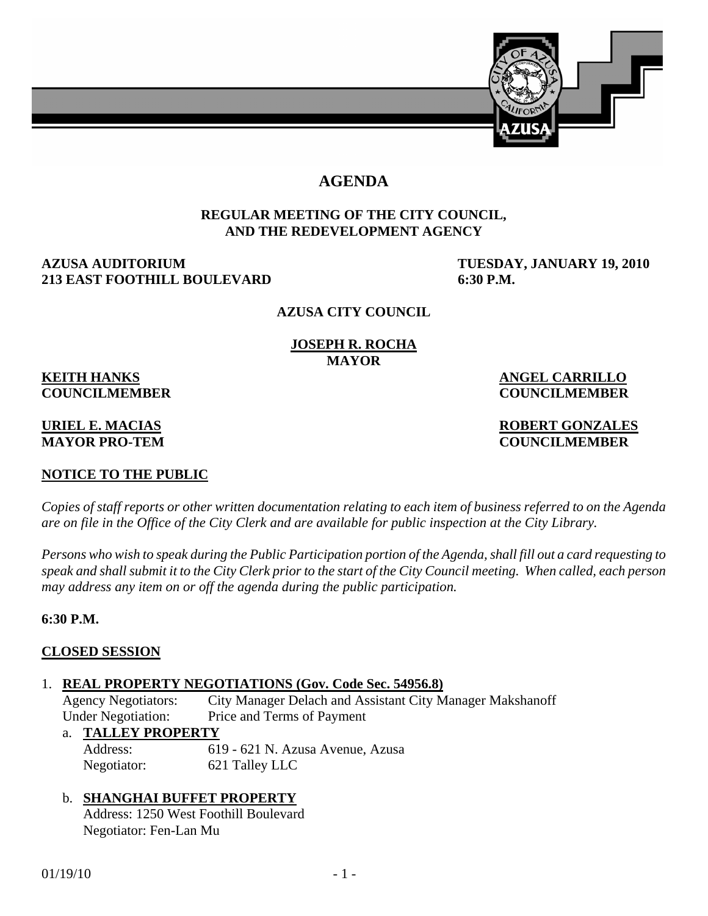# AGENDA

## REGULAR MEETING OF THE CITY COUNCIL, AND THE REDEVELOPMENT AGENCY

**AZUSA AUDITORIUM**
**213 EAST FOOTHILL BOULEVARD**

**TUESDAY, JANUARY 19, 2010**
**6:30 P.M.**

**AZUSA CITY COUNCIL**

**JOSEPH R. ROCHA**
**MAYOR**

**KEITH HANKS**
**COUNCILMEMBER**

**ANGEL CARRILLO**
**COUNCILMEMBER**

**URIEL E. MACIAS**
**MAYOR PRO-TEM**

**ROBERT GONZALES**
**COUNCILMEMBER**

**NOTICE TO THE PUBLIC**

*Copies of staff reports or other written documentation relating to each item of business referred to on the Agenda are on file in the Office of the City Clerk and are available for public inspection at the City Library.*

*Persons who wish to speak during the Public Participation portion of the Agenda, shall fill out a card requesting to speak and shall submit it to the City Clerk prior to the start of the City Council meeting. When called, each person may address any item on or off the agenda during the public participation.*

**6:30 P.M.**

**CLOSED SESSION**

1. **REAL PROPERTY NEGOTIATIONS (Gov. Code Sec. 54956.8)**
   Agency Negotiators: City Manager Delach and Assistant City Manager Makshanoff
   Under Negotiation: Price and Terms of Payment

   a. **TALLEY PROPERTY**
      Address: 619 - 621 N. Azusa Avenue, Azusa
      Negotiator: 621 Talley LLC

   b. **SHANGHAI BUFFET PROPERTY**
      Address: 1250 West Foothill Boulevard
      Negotiator: Fen-Lan Mu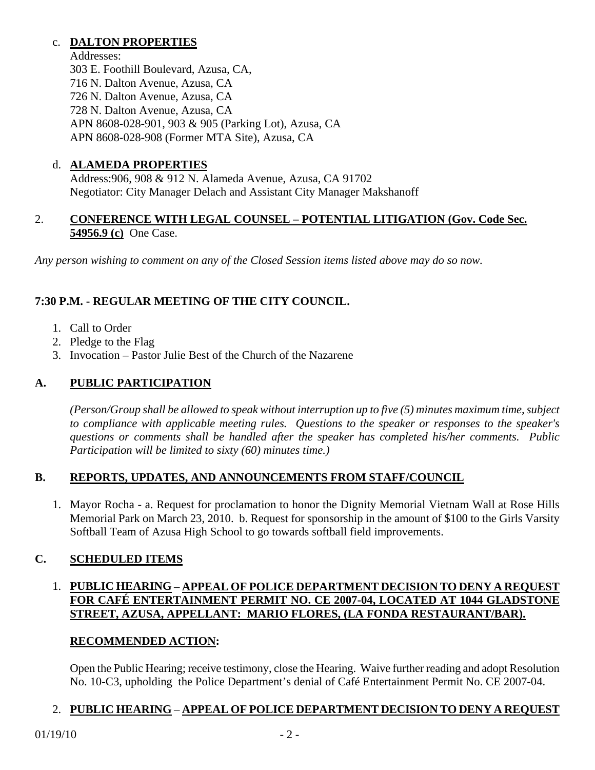c. **DALTON PROPERTIES**
   Addresses:
   303 E. Foothill Boulevard, Azusa, CA,
   716 N. Dalton Avenue, Azusa, CA
   726 N. Dalton Avenue, Azusa, CA
   728 N. Dalton Avenue, Azusa, CA
   APN 8608-028-901, 903 & 905 (Parking Lot), Azusa, CA
   APN 8608-028-908 (Former MTA Site), Azusa, CA

d. **ALAMEDA PROPERTIES**
   Address:906, 908 & 912 N. Alameda Avenue, Azusa, CA 91702
   Negotiator: City Manager Delach and Assistant City Manager Makshanoff

2. **CONFERENCE WITH LEGAL COUNSEL – POTENTIAL LITIGATION (Gov. Code Sec. 54956.9 (c)** One Case.

*Any person wishing to comment on any of the Closed Session items listed above may do so now.*

**7:30 P.M. - REGULAR MEETING OF THE CITY COUNCIL.**

1. Call to Order
2. Pledge to the Flag
3. Invocation – Pastor Julie Best of the Church of the Nazarene

## A. PUBLIC PARTICIPATION

*(Person/Group shall be allowed to speak without interruption up to five (5) minutes maximum time, subject to compliance with applicable meeting rules. Questions to the speaker or responses to the speaker's questions or comments shall be handled after the speaker has completed his/her comments. Public Participation will be limited to sixty (60) minutes time.)*

## B. REPORTS, UPDATES, AND ANNOUNCEMENTS FROM STAFF/COUNCIL

1. Mayor Rocha - a. Request for proclamation to honor the Dignity Memorial Vietnam Wall at Rose Hills Memorial Park on March 23, 2010. b. Request for sponsorship in the amount of $100 to the Girls Varsity Softball Team of Azusa High School to go towards softball field improvements.

## C. SCHEDULED ITEMS

1. **PUBLIC HEARING – APPEAL OF POLICE DEPARTMENT DECISION TO DENY A REQUEST FOR CAFÉ ENTERTAINMENT PERMIT NO. CE 2007-04, LOCATED AT 1044 GLADSTONE STREET, AZUSA, APPELLANT: MARIO FLORES, (LA FONDA RESTAURANT/BAR).**

   **RECOMMENDED ACTION:**

   Open the Public Hearing; receive testimony, close the Hearing. Waive further reading and adopt Resolution No. 10-C3, upholding the Police Department's denial of Café Entertainment Permit No. CE 2007-04.

2. **PUBLIC HEARING – APPEAL OF POLICE DEPARTMENT DECISION TO DENY A REQUEST**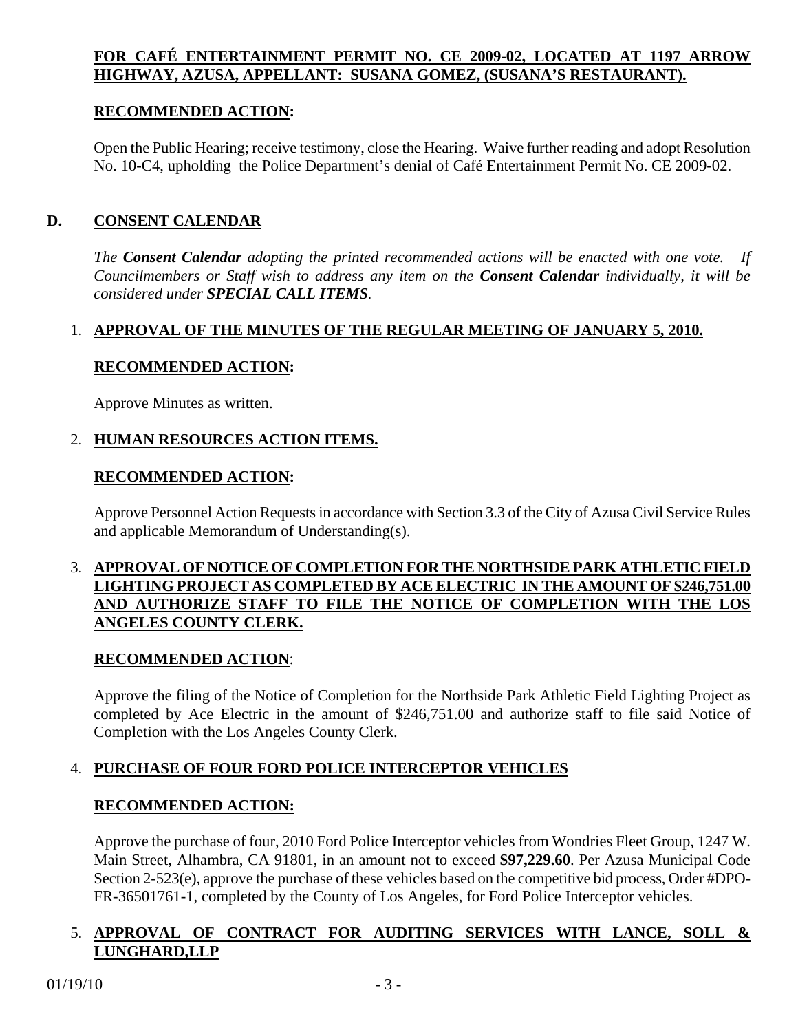**FOR CAFÉ ENTERTAINMENT PERMIT NO. CE 2009-02, LOCATED AT 1197 ARROW HIGHWAY, AZUSA, APPELLANT: SUSANA GOMEZ, (SUSANA'S RESTAURANT).**

**RECOMMENDED ACTION:**

Open the Public Hearing; receive testimony, close the Hearing. Waive further reading and adopt Resolution No. 10-C4, upholding the Police Department's denial of Café Entertainment Permit No. CE 2009-02.

## D. CONSENT CALENDAR

*The **Consent Calendar** adopting the printed recommended actions will be enacted with one vote. If Councilmembers or Staff wish to address any item on the **Consent Calendar** individually, it will be considered under **SPECIAL CALL ITEMS**.*

1. **APPROVAL OF THE MINUTES OF THE REGULAR MEETING OF JANUARY 5, 2010.**

   **RECOMMENDED ACTION:**

   Approve Minutes as written.

2. **HUMAN RESOURCES ACTION ITEMS.**

   **RECOMMENDED ACTION:**

   Approve Personnel Action Requests in accordance with Section 3.3 of the City of Azusa Civil Service Rules and applicable Memorandum of Understanding(s).

3. **APPROVAL OF NOTICE OF COMPLETION FOR THE NORTHSIDE PARK ATHLETIC FIELD LIGHTING PROJECT AS COMPLETED BY ACE ELECTRIC IN THE AMOUNT OF $246,751.00 AND AUTHORIZE STAFF TO FILE THE NOTICE OF COMPLETION WITH THE LOS ANGELES COUNTY CLERK.**

   **RECOMMENDED ACTION**:

   Approve the filing of the Notice of Completion for the Northside Park Athletic Field Lighting Project as completed by Ace Electric in the amount of $246,751.00 and authorize staff to file said Notice of Completion with the Los Angeles County Clerk.

4. **PURCHASE OF FOUR FORD POLICE INTERCEPTOR VEHICLES**

   **RECOMMENDED ACTION:**

   Approve the purchase of four, 2010 Ford Police Interceptor vehicles from Wondries Fleet Group, 1247 W. Main Street, Alhambra, CA 91801, in an amount not to exceed **$97,229.60**. Per Azusa Municipal Code Section 2-523(e), approve the purchase of these vehicles based on the competitive bid process, Order #DPO-FR-36501761-1, completed by the County of Los Angeles, for Ford Police Interceptor vehicles.

5. **APPROVAL OF CONTRACT FOR AUDITING SERVICES WITH LANCE, SOLL & LUNGHARD,LLP**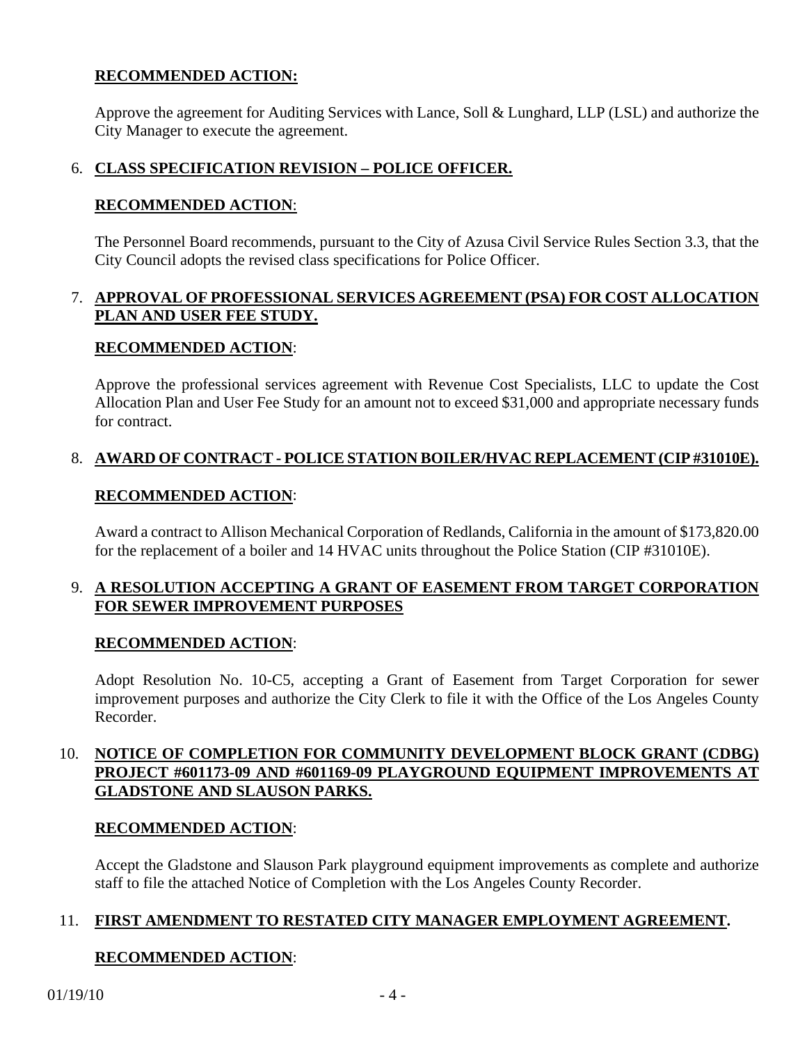**RECOMMENDED ACTION:**

Approve the agreement for Auditing Services with Lance, Soll & Lunghard, LLP (LSL) and authorize the City Manager to execute the agreement.

6. **CLASS SPECIFICATION REVISION – POLICE OFFICER.**

   **RECOMMENDED ACTION**:

   The Personnel Board recommends, pursuant to the City of Azusa Civil Service Rules Section 3.3, that the City Council adopts the revised class specifications for Police Officer.

7. **APPROVAL OF PROFESSIONAL SERVICES AGREEMENT (PSA) FOR COST ALLOCATION PLAN AND USER FEE STUDY.**

   **RECOMMENDED ACTION**:

   Approve the professional services agreement with Revenue Cost Specialists, LLC to update the Cost Allocation Plan and User Fee Study for an amount not to exceed $31,000 and appropriate necessary funds for contract.

8. **AWARD OF CONTRACT - POLICE STATION BOILER/HVAC REPLACEMENT (CIP #31010E).**

   **RECOMMENDED ACTION**:

   Award a contract to Allison Mechanical Corporation of Redlands, California in the amount of $173,820.00 for the replacement of a boiler and 14 HVAC units throughout the Police Station (CIP #31010E).

9. **A RESOLUTION ACCEPTING A GRANT OF EASEMENT FROM TARGET CORPORATION FOR SEWER IMPROVEMENT PURPOSES**

   **RECOMMENDED ACTION**:

   Adopt Resolution No. 10-C5, accepting a Grant of Easement from Target Corporation for sewer improvement purposes and authorize the City Clerk to file it with the Office of the Los Angeles County Recorder.

10. **NOTICE OF COMPLETION FOR COMMUNITY DEVELOPMENT BLOCK GRANT (CDBG) PROJECT #601173-09 AND #601169-09 PLAYGROUND EQUIPMENT IMPROVEMENTS AT GLADSTONE AND SLAUSON PARKS.**

    **RECOMMENDED ACTION**:

    Accept the Gladstone and Slauson Park playground equipment improvements as complete and authorize staff to file the attached Notice of Completion with the Los Angeles County Recorder.

11. **FIRST AMENDMENT TO RESTATED CITY MANAGER EMPLOYMENT AGREEMENT.**

    **RECOMMENDED ACTION**: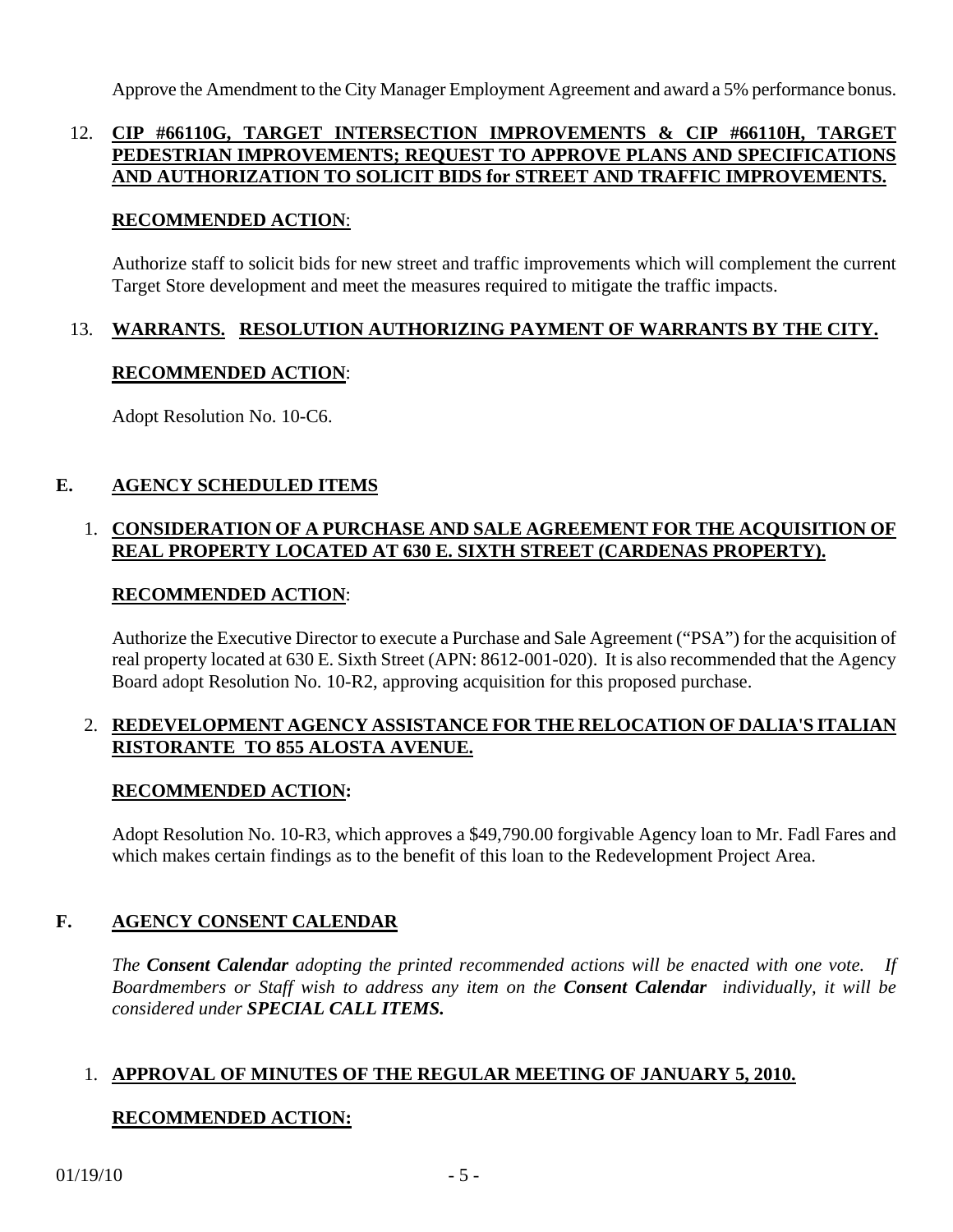Approve the Amendment to the City Manager Employment Agreement and award a 5% performance bonus.

12. **CIP #66110G, TARGET INTERSECTION IMPROVEMENTS & CIP #66110H, TARGET PEDESTRIAN IMPROVEMENTS; REQUEST TO APPROVE PLANS AND SPECIFICATIONS AND AUTHORIZATION TO SOLICIT BIDS for STREET AND TRAFFIC IMPROVEMENTS.**

    **RECOMMENDED ACTION**:

    Authorize staff to solicit bids for new street and traffic improvements which will complement the current Target Store development and meet the measures required to mitigate the traffic impacts.

13. **WARRANTS. RESOLUTION AUTHORIZING PAYMENT OF WARRANTS BY THE CITY.**

    **RECOMMENDED ACTION**:

    Adopt Resolution No. 10-C6.

## E. AGENCY SCHEDULED ITEMS

1. **CONSIDERATION OF A PURCHASE AND SALE AGREEMENT FOR THE ACQUISITION OF REAL PROPERTY LOCATED AT 630 E. SIXTH STREET (CARDENAS PROPERTY).**

    **RECOMMENDED ACTION**:

    Authorize the Executive Director to execute a Purchase and Sale Agreement ("PSA") for the acquisition of real property located at 630 E. Sixth Street (APN: 8612-001-020). It is also recommended that the Agency Board adopt Resolution No. 10-R2, approving acquisition for this proposed purchase.

2. **REDEVELOPMENT AGENCY ASSISTANCE FOR THE RELOCATION OF DALIA'S ITALIAN RISTORANTE TO 855 ALOSTA AVENUE.**

    **RECOMMENDED ACTION:**

    Adopt Resolution No. 10-R3, which approves a $49,790.00 forgivable Agency loan to Mr. Fadl Fares and which makes certain findings as to the benefit of this loan to the Redevelopment Project Area.

## F. AGENCY CONSENT CALENDAR

*The **Consent Calendar** adopting the printed recommended actions will be enacted with one vote. If Boardmembers or Staff wish to address any item on the **Consent Calendar** individually, it will be considered under **SPECIAL CALL ITEMS.***

1. **APPROVAL OF MINUTES OF THE REGULAR MEETING OF JANUARY 5, 2010.**

    **RECOMMENDED ACTION:**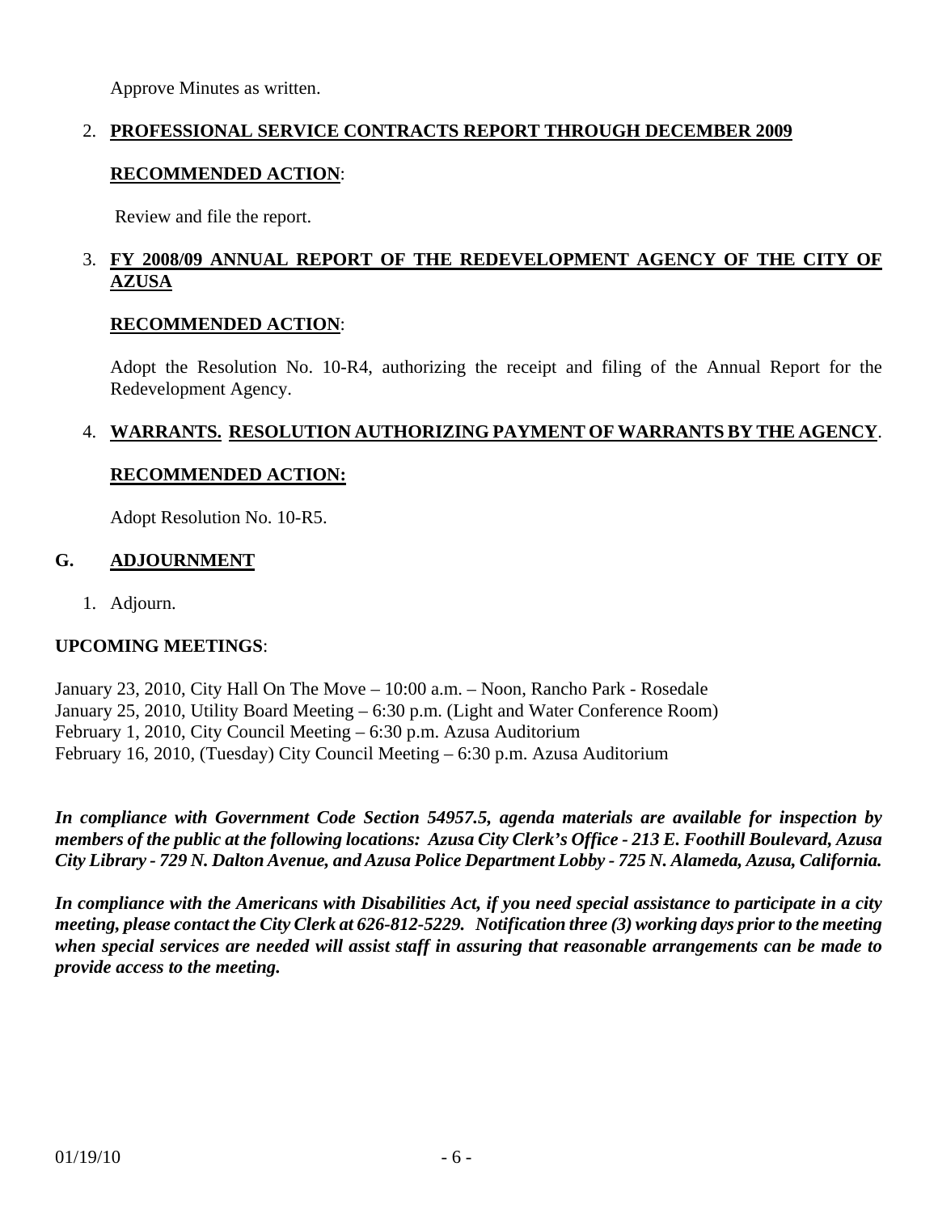Approve Minutes as written.

2. **PROFESSIONAL SERVICE CONTRACTS REPORT THROUGH DECEMBER 2009**

   **RECOMMENDED ACTION**:

   Review and file the report.

3. **FY 2008/09 ANNUAL REPORT OF THE REDEVELOPMENT AGENCY OF THE CITY OF AZUSA**

   **RECOMMENDED ACTION**:

   Adopt the Resolution No. 10-R4, authorizing the receipt and filing of the Annual Report for the Redevelopment Agency.

4. **WARRANTS. RESOLUTION AUTHORIZING PAYMENT OF WARRANTS BY THE AGENCY**.

   **RECOMMENDED ACTION:**

   Adopt Resolution No. 10-R5.

## G. ADJOURNMENT

1. Adjourn.

**UPCOMING MEETINGS**:

January 23, 2010, City Hall On The Move – 10:00 a.m. – Noon, Rancho Park - Rosedale
January 25, 2010, Utility Board Meeting – 6:30 p.m. (Light and Water Conference Room)
February 1, 2010, City Council Meeting – 6:30 p.m. Azusa Auditorium
February 16, 2010, (Tuesday) City Council Meeting – 6:30 p.m. Azusa Auditorium

***In compliance with Government Code Section 54957.5, agenda materials are available for inspection by members of the public at the following locations: Azusa City Clerk's Office - 213 E. Foothill Boulevard, Azusa City Library - 729 N. Dalton Avenue, and Azusa Police Department Lobby - 725 N. Alameda, Azusa, California.***

***In compliance with the Americans with Disabilities Act, if you need special assistance to participate in a city meeting, please contact the City Clerk at 626-812-5229. Notification three (3) working days prior to the meeting when special services are needed will assist staff in assuring that reasonable arrangements can be made to provide access to the meeting.***